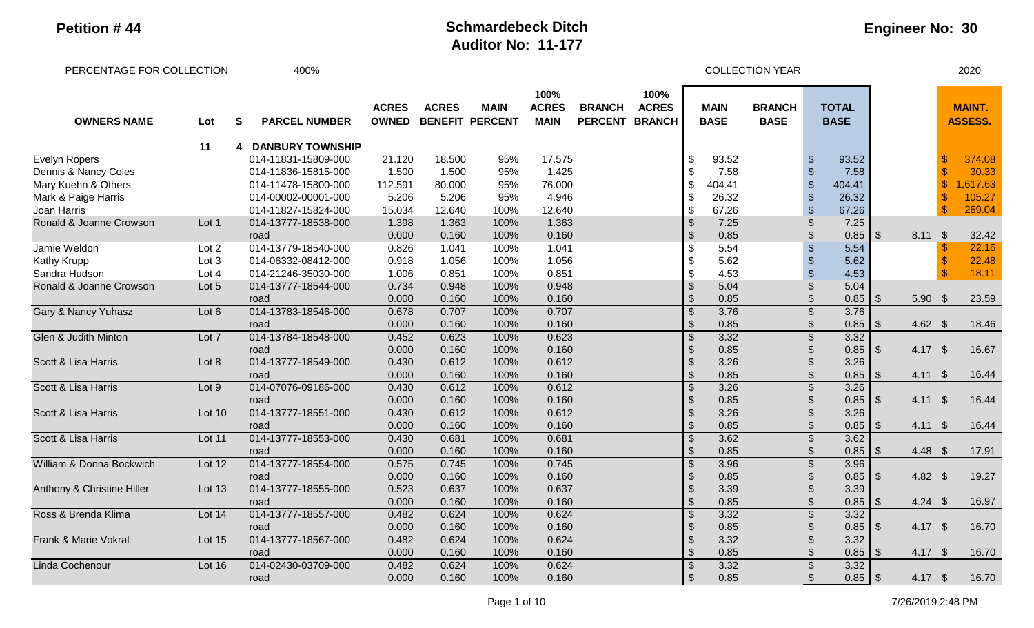**Petition # 44**

# Schmardebeck Ditch
## Auditor No: 11-177

**Engineer No: 30**

PERCENTAGE FOR COLLECTION 400%

COLLECTION YEAR 2020

| OWNERS NAME | Lot | S | PARCEL NUMBER | ACRES OWNED | ACRES BENEFIT | MAIN PERCENT | 100% ACRES MAIN | BRANCH PERCENT | 100% ACRES BRANCH | MAIN BASE | BRANCH BASE | TOTAL BASE | | MAINT. ASSESS. |
|---|---|---|---|---|---|---|---|---|---|---|---|---|---|---|
| | 11 | 4 | DANBURY TOWNSHIP | | | | | | | | | | | |
| Evelyn Ropers | | | 014-11831-15809-000 | 21.120 | 18.500 | 95% | 17.575 | | | $ 93.52 | | $ 93.52 | | $ 374.08 |
| Dennis & Nancy Coles | | | 014-11836-15815-000 | 1.500 | 1.500 | 95% | 1.425 | | | $ 7.58 | | $ 7.58 | | $ 30.33 |
| Mary Kuehn & Others | | | 014-11478-15800-000 | 112.591 | 80.000 | 95% | 76.000 | | | $ 404.41 | | $ 404.41 | | $ 1,617.63 |
| Mark & Paige Harris | | | 014-00002-00001-000 | 5.206 | 5.206 | 95% | 4.946 | | | $ 26.32 | | $ 26.32 | | $ 105.27 |
| Joan Harris | | | 014-11827-15824-000 | 15.034 | 12.640 | 100% | 12.640 | | | $ 67.26 | | $ 67.26 | | $ 269.04 |
| Ronald & Joanne Crowson | Lot 1 | | 014-13777-18538-000 | 1.398 | 1.363 | 100% | 1.363 | | | $ 7.25 | | $ 7.25 | | |
| | | | road | 0.000 | 0.160 | 100% | 0.160 | | | $ 0.85 | | $ 0.85 | $ 8.11 | $ 32.42 |
| Jamie Weldon | Lot 2 | | 014-13779-18540-000 | 0.826 | 1.041 | 100% | 1.041 | | | $ 5.54 | | $ 5.54 | | $ 22.16 |
| Kathy Krupp | Lot 3 | | 014-06332-08412-000 | 0.918 | 1.056 | 100% | 1.056 | | | $ 5.62 | | $ 5.62 | | $ 22.48 |
| Sandra Hudson | Lot 4 | | 014-21246-35030-000 | 1.006 | 0.851 | 100% | 0.851 | | | $ 4.53 | | $ 4.53 | | $ 18.11 |
| Ronald & Joanne Crowson | Lot 5 | | 014-13777-18544-000 | 0.734 | 0.948 | 100% | 0.948 | | | $ 5.04 | | $ 5.04 | | |
| | | | road | 0.000 | 0.160 | 100% | 0.160 | | | $ 0.85 | | $ 0.85 | $ 5.90 | $ 23.59 |
| Gary & Nancy Yuhasz | Lot 6 | | 014-13783-18546-000 | 0.678 | 0.707 | 100% | 0.707 | | | $ 3.76 | | $ 3.76 | | |
| | | | road | 0.000 | 0.160 | 100% | 0.160 | | | $ 0.85 | | $ 0.85 | $ 4.62 | $ 18.46 |
| Glen & Judith Minton | Lot 7 | | 014-13784-18548-000 | 0.452 | 0.623 | 100% | 0.623 | | | $ 3.32 | | $ 3.32 | | |
| | | | road | 0.000 | 0.160 | 100% | 0.160 | | | $ 0.85 | | $ 0.85 | $ 4.17 | $ 16.67 |
| Scott & Lisa Harris | Lot 8 | | 014-13777-18549-000 | 0.430 | 0.612 | 100% | 0.612 | | | $ 3.26 | | $ 3.26 | | |
| | | | road | 0.000 | 0.160 | 100% | 0.160 | | | $ 0.85 | | $ 0.85 | $ 4.11 | $ 16.44 |
| Scott & Lisa Harris | Lot 9 | | 014-07076-09186-000 | 0.430 | 0.612 | 100% | 0.612 | | | $ 3.26 | | $ 3.26 | | |
| | | | road | 0.000 | 0.160 | 100% | 0.160 | | | $ 0.85 | | $ 0.85 | $ 4.11 | $ 16.44 |
| Scott & Lisa Harris | Lot 10 | | 014-13777-18551-000 | 0.430 | 0.612 | 100% | 0.612 | | | $ 3.26 | | $ 3.26 | | |
| | | | road | 0.000 | 0.160 | 100% | 0.160 | | | $ 0.85 | | $ 0.85 | $ 4.11 | $ 16.44 |
| Scott & Lisa Harris | Lot 11 | | 014-13777-18553-000 | 0.430 | 0.681 | 100% | 0.681 | | | $ 3.62 | | $ 3.62 | | |
| | | | road | 0.000 | 0.160 | 100% | 0.160 | | | $ 0.85 | | $ 0.85 | $ 4.48 | $ 17.91 |
| William & Donna Bockwich | Lot 12 | | 014-13777-18554-000 | 0.575 | 0.745 | 100% | 0.745 | | | $ 3.96 | | $ 3.96 | | |
| | | | road | 0.000 | 0.160 | 100% | 0.160 | | | $ 0.85 | | $ 0.85 | $ 4.82 | $ 19.27 |
| Anthony & Christine Hiller | Lot 13 | | 014-13777-18555-000 | 0.523 | 0.637 | 100% | 0.637 | | | $ 3.39 | | $ 3.39 | | |
| | | | road | 0.000 | 0.160 | 100% | 0.160 | | | $ 0.85 | | $ 0.85 | $ 4.24 | $ 16.97 |
| Ross & Brenda Klima | Lot 14 | | 014-13777-18557-000 | 0.482 | 0.624 | 100% | 0.624 | | | $ 3.32 | | $ 3.32 | | |
| | | | road | 0.000 | 0.160 | 100% | 0.160 | | | $ 0.85 | | $ 0.85 | $ 4.17 | $ 16.70 |
| Frank & Marie Vokral | Lot 15 | | 014-13777-18567-000 | 0.482 | 0.624 | 100% | 0.624 | | | $ 3.32 | | $ 3.32 | | |
| | | | road | 0.000 | 0.160 | 100% | 0.160 | | | $ 0.85 | | $ 0.85 | $ 4.17 | $ 16.70 |
| Linda Cochenour | Lot 16 | | 014-02430-03709-000 | 0.482 | 0.624 | 100% | 0.624 | | | $ 3.32 | | $ 3.32 | | |
| | | | road | 0.000 | 0.160 | 100% | 0.160 | | | $ 0.85 | | $ 0.85 | $ 4.17 | $ 16.70 |

7/26/2019 2:48 PM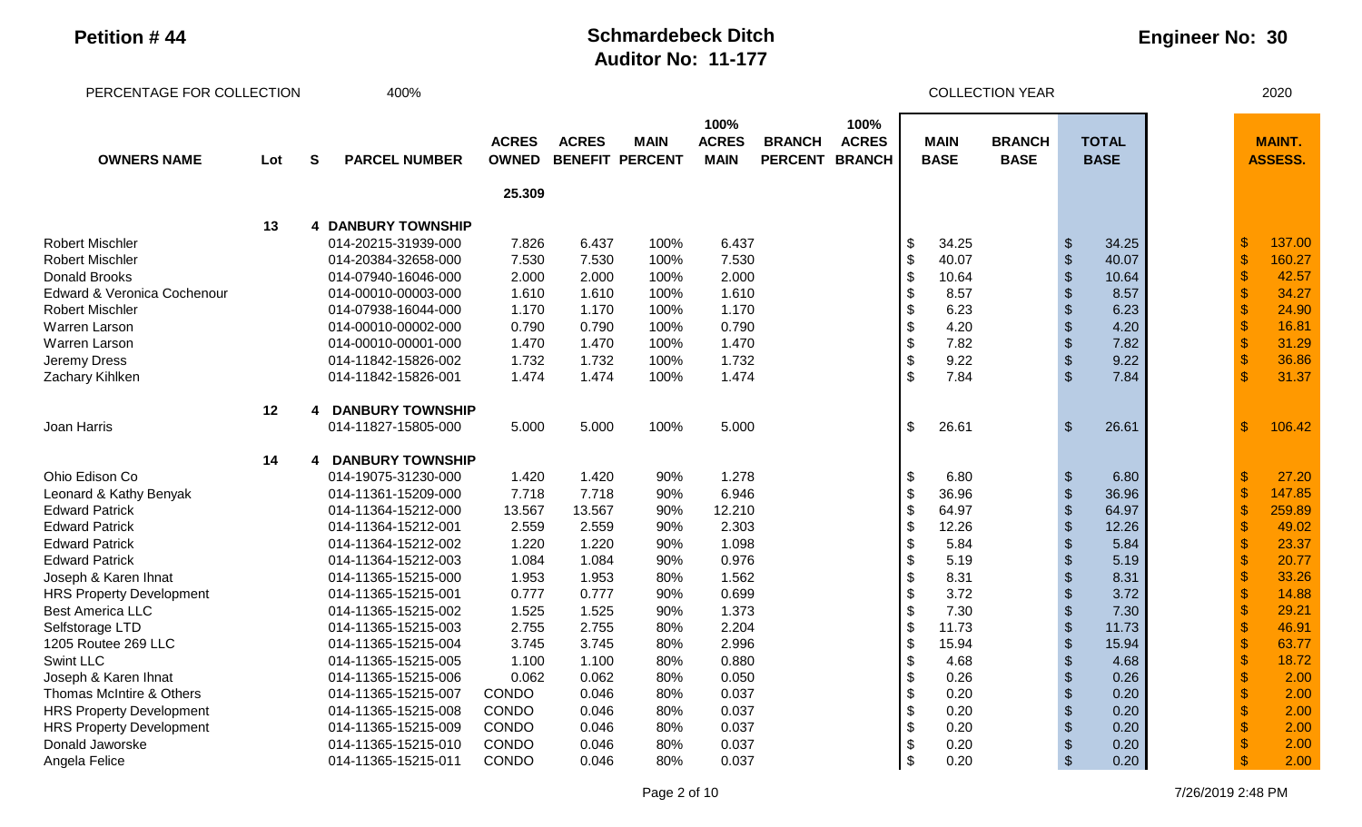**Petition # 44**

# Schmardebeck Ditch
## Auditor No: 11-177

**Engineer No: 30**

PERCENTAGE FOR COLLECTION 400%

COLLECTION YEAR 2020

| OWNERS NAME | Lot | S | PARCEL NUMBER | ACRES OWNED | ACRES BENEFIT | MAIN PERCENT | 100% ACRES MAIN | BRANCH PERCENT | 100% ACRES BRANCH | MAIN BASE | BRANCH BASE | TOTAL BASE | MAINT. ASSESS. |
|---|---|---|---|---|---|---|---|---|---|---|---|---|---|
| | | | | 25.309 | | | | | | | | | |
| | 13 | 4 | DANBURY TOWNSHIP | | | | | | | | | | |
| Robert Mischler | | | 014-20215-31939-000 | 7.826 | 6.437 | 100% | 6.437 | | | $ 34.25 | | $ 34.25 | $ 137.00 |
| Robert Mischler | | | 014-20384-32658-000 | 7.530 | 7.530 | 100% | 7.530 | | | $ 40.07 | | $ 40.07 | $ 160.27 |
| Donald Brooks | | | 014-07940-16046-000 | 2.000 | 2.000 | 100% | 2.000 | | | $ 10.64 | | $ 10.64 | $ 42.57 |
| Edward & Veronica Cochenour | | | 014-00010-00003-000 | 1.610 | 1.610 | 100% | 1.610 | | | $ 8.57 | | $ 8.57 | $ 34.27 |
| Robert Mischler | | | 014-07938-16044-000 | 1.170 | 1.170 | 100% | 1.170 | | | $ 6.23 | | $ 6.23 | $ 24.90 |
| Warren Larson | | | 014-00010-00002-000 | 0.790 | 0.790 | 100% | 0.790 | | | $ 4.20 | | $ 4.20 | $ 16.81 |
| Warren Larson | | | 014-00010-00001-000 | 1.470 | 1.470 | 100% | 1.470 | | | $ 7.82 | | $ 7.82 | $ 31.29 |
| Jeremy Dress | | | 014-11842-15826-002 | 1.732 | 1.732 | 100% | 1.732 | | | $ 9.22 | | $ 9.22 | $ 36.86 |
| Zachary Kihlken | | | 014-11842-15826-001 | 1.474 | 1.474 | 100% | 1.474 | | | $ 7.84 | | $ 7.84 | $ 31.37 |
| | 12 | 4 | DANBURY TOWNSHIP | | | | | | | | | | |
| Joan Harris | | | 014-11827-15805-000 | 5.000 | 5.000 | 100% | 5.000 | | | $ 26.61 | | $ 26.61 | $ 106.42 |
| | 14 | 4 | DANBURY TOWNSHIP | | | | | | | | | | |
| Ohio Edison Co | | | 014-19075-31230-000 | 1.420 | 1.420 | 90% | 1.278 | | | $ 6.80 | | $ 6.80 | $ 27.20 |
| Leonard & Kathy Benyak | | | 014-11361-15209-000 | 7.718 | 7.718 | 90% | 6.946 | | | $ 36.96 | | $ 36.96 | $ 147.85 |
| Edward Patrick | | | 014-11364-15212-000 | 13.567 | 13.567 | 90% | 12.210 | | | $ 64.97 | | $ 64.97 | $ 259.89 |
| Edward Patrick | | | 014-11364-15212-001 | 2.559 | 2.559 | 90% | 2.303 | | | $ 12.26 | | $ 12.26 | $ 49.02 |
| Edward Patrick | | | 014-11364-15212-002 | 1.220 | 1.220 | 90% | 1.098 | | | $ 5.84 | | $ 5.84 | $ 23.37 |
| Edward Patrick | | | 014-11364-15212-003 | 1.084 | 1.084 | 90% | 0.976 | | | $ 5.19 | | $ 5.19 | $ 20.77 |
| Joseph & Karen Ihnat | | | 014-11365-15215-000 | 1.953 | 1.953 | 80% | 1.562 | | | $ 8.31 | | $ 8.31 | $ 33.26 |
| HRS Property Development | | | 014-11365-15215-001 | 0.777 | 0.777 | 90% | 0.699 | | | $ 3.72 | | $ 3.72 | $ 14.88 |
| Best America LLC | | | 014-11365-15215-002 | 1.525 | 1.525 | 90% | 1.373 | | | $ 7.30 | | $ 7.30 | $ 29.21 |
| Selfstorage LTD | | | 014-11365-15215-003 | 2.755 | 2.755 | 80% | 2.204 | | | $ 11.73 | | $ 11.73 | $ 46.91 |
| 1205 Routee 269 LLC | | | 014-11365-15215-004 | 3.745 | 3.745 | 80% | 2.996 | | | $ 15.94 | | $ 15.94 | $ 63.77 |
| Swint LLC | | | 014-11365-15215-005 | 1.100 | 1.100 | 80% | 0.880 | | | $ 4.68 | | $ 4.68 | $ 18.72 |
| Joseph & Karen Ihnat | | | 014-11365-15215-006 | 0.062 | 0.062 | 80% | 0.050 | | | $ 0.26 | | $ 0.26 | $ 2.00 |
| Thomas McIntire & Others | | | 014-11365-15215-007 | CONDO | 0.046 | 80% | 0.037 | | | $ 0.20 | | $ 0.20 | $ 2.00 |
| HRS Property Development | | | 014-11365-15215-008 | CONDO | 0.046 | 80% | 0.037 | | | $ 0.20 | | $ 0.20 | $ 2.00 |
| HRS Property Development | | | 014-11365-15215-009 | CONDO | 0.046 | 80% | 0.037 | | | $ 0.20 | | $ 0.20 | $ 2.00 |
| Donald Jaworske | | | 014-11365-15215-010 | CONDO | 0.046 | 80% | 0.037 | | | $ 0.20 | | $ 0.20 | $ 2.00 |
| Angela Felice | | | 014-11365-15215-011 | CONDO | 0.046 | 80% | 0.037 | | | $ 0.20 | | $ 0.20 | $ 2.00 |

7/26/2019 2:48 PM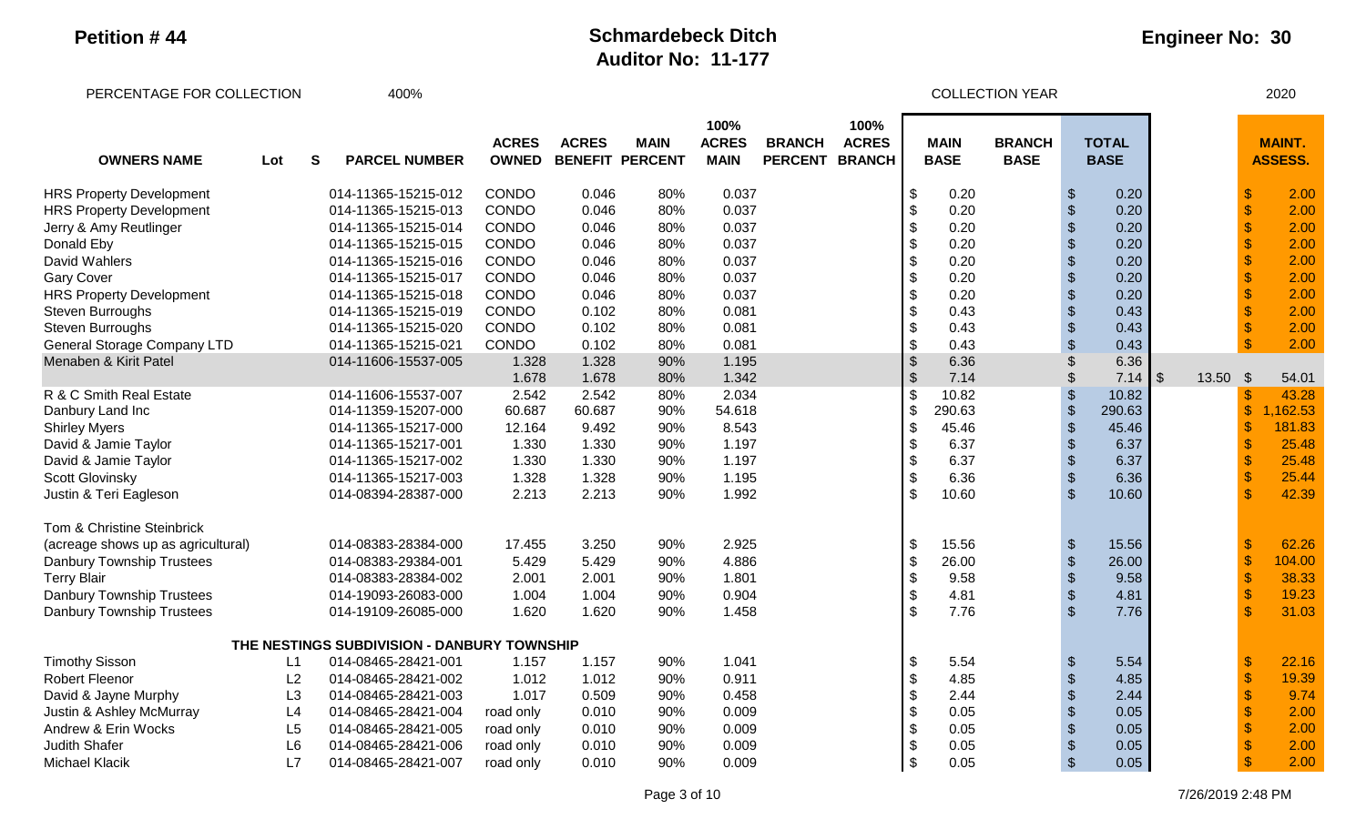**Petition # 44**

# Schmardebeck Ditch
## Auditor No: 11-177

**Engineer No: 30**

PERCENTAGE FOR COLLECTION 400%

COLLECTION YEAR 2020

| OWNERS NAME | Lot | S | PARCEL NUMBER | ACRES OWNED | ACRES BENEFIT | MAIN PERCENT | 100% ACRES MAIN | BRANCH PERCENT | 100% ACRES BRANCH | MAIN BASE | BRANCH BASE | TOTAL BASE | | MAINT. ASSESS. |
|---|---|---|---|---|---|---|---|---|---|---|---|---|---|---|
| HRS Property Development | | | 014-11365-15215-012 | CONDO | 0.046 | 80% | 0.037 | | | $ 0.20 | | $ 0.20 | | $ 2.00 |
| HRS Property Development | | | 014-11365-15215-013 | CONDO | 0.046 | 80% | 0.037 | | | $ 0.20 | | $ 0.20 | | $ 2.00 |
| Jerry & Amy Reutlinger | | | 014-11365-15215-014 | CONDO | 0.046 | 80% | 0.037 | | | $ 0.20 | | $ 0.20 | | $ 2.00 |
| Donald Eby | | | 014-11365-15215-015 | CONDO | 0.046 | 80% | 0.037 | | | $ 0.20 | | $ 0.20 | | $ 2.00 |
| David Wahlers | | | 014-11365-15215-016 | CONDO | 0.046 | 80% | 0.037 | | | $ 0.20 | | $ 0.20 | | $ 2.00 |
| Gary Cover | | | 014-11365-15215-017 | CONDO | 0.046 | 80% | 0.037 | | | $ 0.20 | | $ 0.20 | | $ 2.00 |
| HRS Property Development | | | 014-11365-15215-018 | CONDO | 0.046 | 80% | 0.037 | | | $ 0.20 | | $ 0.20 | | $ 2.00 |
| Steven Burroughs | | | 014-11365-15215-019 | CONDO | 0.102 | 80% | 0.081 | | | $ 0.43 | | $ 0.43 | | $ 2.00 |
| Steven Burroughs | | | 014-11365-15215-020 | CONDO | 0.102 | 80% | 0.081 | | | $ 0.43 | | $ 0.43 | | $ 2.00 |
| General Storage Company LTD | | | 014-11365-15215-021 | CONDO | 0.102 | 80% | 0.081 | | | $ 0.43 | | $ 0.43 | | $ 2.00 |
| Menaben & Kirit Patel | | | 014-11606-15537-005 | 1.328 | 1.328 | 90% | 1.195 | | | $ 6.36 | | $ 6.36 | | |
| | | | | 1.678 | 1.678 | 80% | 1.342 | | | $ 7.14 | | $ 7.14 | $ 13.50 | $ 54.01 |
| R & C Smith Real Estate | | | 014-11606-15537-007 | 2.542 | 2.542 | 80% | 2.034 | | | $ 10.82 | | $ 10.82 | | $ 43.28 |
| Danbury Land Inc | | | 014-11359-15207-000 | 60.687 | 60.687 | 90% | 54.618 | | | $ 290.63 | | $ 290.63 | | $ 1,162.53 |
| Shirley Myers | | | 014-11365-15217-000 | 12.164 | 9.492 | 90% | 8.543 | | | $ 45.46 | | $ 45.46 | | $ 181.83 |
| David & Jamie Taylor | | | 014-11365-15217-001 | 1.330 | 1.330 | 90% | 1.197 | | | $ 6.37 | | $ 6.37 | | $ 25.48 |
| David & Jamie Taylor | | | 014-11365-15217-002 | 1.330 | 1.330 | 90% | 1.197 | | | $ 6.37 | | $ 6.37 | | $ 25.48 |
| Scott Glovinsky | | | 014-11365-15217-003 | 1.328 | 1.328 | 90% | 1.195 | | | $ 6.36 | | $ 6.36 | | $ 25.44 |
| Justin & Teri Eagleson | | | 014-08394-28387-000 | 2.213 | 2.213 | 90% | 1.992 | | | $ 10.60 | | $ 10.60 | | $ 42.39 |
| Tom & Christine Steinbrick (acreage shows up as agricultural) | | | 014-08383-28384-000 | 17.455 | 3.250 | 90% | 2.925 | | | $ 15.56 | | $ 15.56 | | $ 62.26 |
| Danbury Township Trustees | | | 014-08383-29384-001 | 5.429 | 5.429 | 90% | 4.886 | | | $ 26.00 | | $ 26.00 | | $ 104.00 |
| Terry Blair | | | 014-08383-28384-002 | 2.001 | 2.001 | 90% | 1.801 | | | $ 9.58 | | $ 9.58 | | $ 38.33 |
| Danbury Township Trustees | | | 014-19093-26083-000 | 1.004 | 1.004 | 90% | 0.904 | | | $ 4.81 | | $ 4.81 | | $ 19.23 |
| Danbury Township Trustees | | | 014-19109-26085-000 | 1.620 | 1.620 | 90% | 1.458 | | | $ 7.76 | | $ 7.76 | | $ 31.03 |
| **THE NESTINGS SUBDIVISION - DANBURY TOWNSHIP** | | | | | | | | | | | | | | |
| Timothy Sisson | L1 | | 014-08465-28421-001 | 1.157 | 1.157 | 90% | 1.041 | | | $ 5.54 | | $ 5.54 | | $ 22.16 |
| Robert Fleenor | L2 | | 014-08465-28421-002 | 1.012 | 1.012 | 90% | 0.911 | | | $ 4.85 | | $ 4.85 | | $ 19.39 |
| David & Jayne Murphy | L3 | | 014-08465-28421-003 | 1.017 | 0.509 | 90% | 0.458 | | | $ 2.44 | | $ 2.44 | | $ 9.74 |
| Justin & Ashley McMurray | L4 | | 014-08465-28421-004 | road only | 0.010 | 90% | 0.009 | | | $ 0.05 | | $ 0.05 | | $ 2.00 |
| Andrew & Erin Wocks | L5 | | 014-08465-28421-005 | road only | 0.010 | 90% | 0.009 | | | $ 0.05 | | $ 0.05 | | $ 2.00 |
| Judith Shafer | L6 | | 014-08465-28421-006 | road only | 0.010 | 90% | 0.009 | | | $ 0.05 | | $ 0.05 | | $ 2.00 |
| Michael Klacik | L7 | | 014-08465-28421-007 | road only | 0.010 | 90% | 0.009 | | | $ 0.05 | | $ 0.05 | | $ 2.00 |

7/26/2019 2:48 PM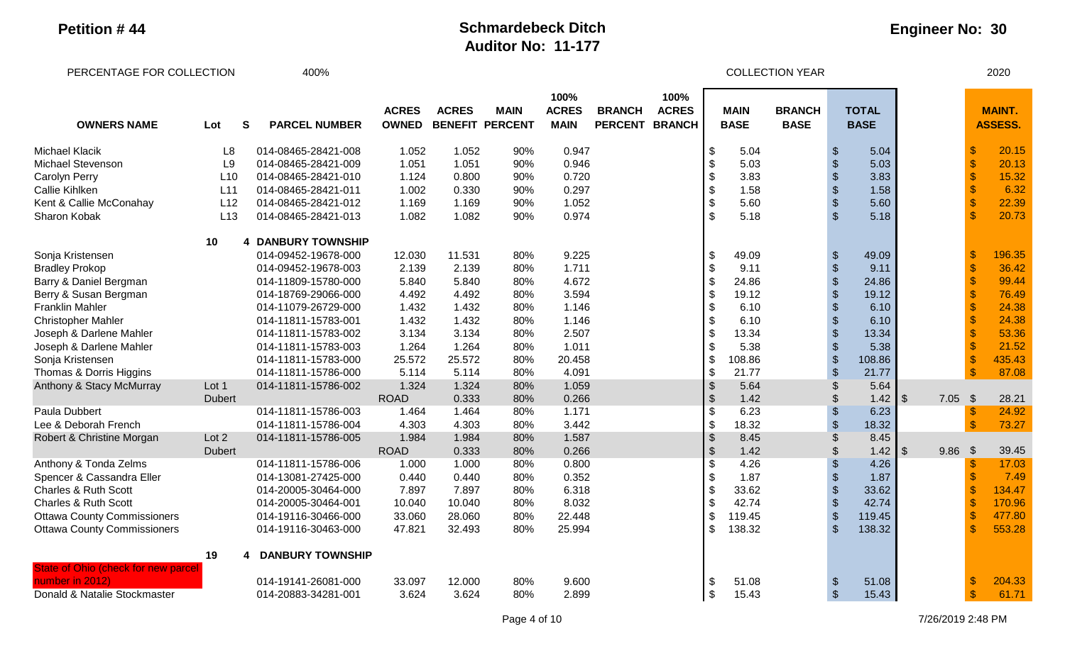**Petition # 44**

# Schmardebeck Ditch
## Auditor No: 11-177

**Engineer No: 30**

PERCENTAGE FOR COLLECTION 400%

COLLECTION YEAR 2020

| OWNERS NAME | Lot | S | PARCEL NUMBER | ACRES OWNED | ACRES BENEFIT | MAIN PERCENT | 100% ACRES MAIN | BRANCH PERCENT | 100% ACRES BRANCH | MAIN BASE | BRANCH BASE | TOTAL BASE | | MAINT. ASSESS. |
|---|---|---|---|---|---|---|---|---|---|---|---|---|---|---|
| Michael Klacik | L8 | | 014-08465-28421-008 | 1.052 | 1.052 | 90% | 0.947 | | | $ 5.04 | | $ 5.04 | | $ 20.15 |
| Michael Stevenson | L9 | | 014-08465-28421-009 | 1.051 | 1.051 | 90% | 0.946 | | | $ 5.03 | | $ 5.03 | | $ 20.13 |
| Carolyn Perry | L10 | | 014-08465-28421-010 | 1.124 | 0.800 | 90% | 0.720 | | | $ 3.83 | | $ 3.83 | | $ 15.32 |
| Callie Kihlken | L11 | | 014-08465-28421-011 | 1.002 | 0.330 | 90% | 0.297 | | | $ 1.58 | | $ 1.58 | | $ 6.32 |
| Kent & Callie McConahay | L12 | | 014-08465-28421-012 | 1.169 | 1.169 | 90% | 1.052 | | | $ 5.60 | | $ 5.60 | | $ 22.39 |
| Sharon Kobak | L13 | | 014-08465-28421-013 | 1.082 | 1.082 | 90% | 0.974 | | | $ 5.18 | | $ 5.18 | | $ 20.73 |
| | **10** | **4** | **DANBURY TOWNSHIP** | | | | | | | | | | | |
| Sonja Kristensen | | | 014-09452-19678-000 | 12.030 | 11.531 | 80% | 9.225 | | | $ 49.09 | | $ 49.09 | | $ 196.35 |
| Bradley Prokop | | | 014-09452-19678-003 | 2.139 | 2.139 | 80% | 1.711 | | | $ 9.11 | | $ 9.11 | | $ 36.42 |
| Barry & Daniel Bergman | | | 014-11809-15780-000 | 5.840 | 5.840 | 80% | 4.672 | | | $ 24.86 | | $ 24.86 | | $ 99.44 |
| Berry & Susan Bergman | | | 014-18769-29066-000 | 4.492 | 4.492 | 80% | 3.594 | | | $ 19.12 | | $ 19.12 | | $ 76.49 |
| Franklin Mahler | | | 014-11079-26729-000 | 1.432 | 1.432 | 80% | 1.146 | | | $ 6.10 | | $ 6.10 | | $ 24.38 |
| Christopher Mahler | | | 014-11811-15783-001 | 1.432 | 1.432 | 80% | 1.146 | | | $ 6.10 | | $ 6.10 | | $ 24.38 |
| Joseph & Darlene Mahler | | | 014-11811-15783-002 | 3.134 | 3.134 | 80% | 2.507 | | | $ 13.34 | | $ 13.34 | | $ 53.36 |
| Joseph & Darlene Mahler | | | 014-11811-15783-003 | 1.264 | 1.264 | 80% | 1.011 | | | $ 5.38 | | $ 5.38 | | $ 21.52 |
| Sonja Kristensen | | | 014-11811-15783-000 | 25.572 | 25.572 | 80% | 20.458 | | | $ 108.86 | | $ 108.86 | | $ 435.43 |
| Thomas & Dorris Higgins | | | 014-11811-15786-000 | 5.114 | 5.114 | 80% | 4.091 | | | $ 21.77 | | $ 21.77 | | $ 87.08 |
| Anthony & Stacy McMurray | Lot 1 | | 014-11811-15786-002 | 1.324 | 1.324 | 80% | 1.059 | | | $ 5.64 | | $ 5.64 | | |
| | Dubert | | | ROAD | 0.333 | 80% | 0.266 | | | $ 1.42 | | $ 1.42 | $ 7.05 | $ 28.21 |
| Paula Dubbert | | | 014-11811-15786-003 | 1.464 | 1.464 | 80% | 1.171 | | | $ 6.23 | | $ 6.23 | | $ 24.92 |
| Lee & Deborah French | | | 014-11811-15786-004 | 4.303 | 4.303 | 80% | 3.442 | | | $ 18.32 | | $ 18.32 | | $ 73.27 |
| Robert & Christine Morgan | Lot 2 | | 014-11811-15786-005 | 1.984 | 1.984 | 80% | 1.587 | | | $ 8.45 | | $ 8.45 | | |
| | Dubert | | | ROAD | 0.333 | 80% | 0.266 | | | $ 1.42 | | $ 1.42 | $ 9.86 | $ 39.45 |
| Anthony & Tonda Zelms | | | 014-11811-15786-006 | 1.000 | 1.000 | 80% | 0.800 | | | $ 4.26 | | $ 4.26 | | $ 17.03 |
| Spencer & Cassandra Eller | | | 014-13081-27425-000 | 0.440 | 0.440 | 80% | 0.352 | | | $ 1.87 | | $ 1.87 | | $ 7.49 |
| Charles & Ruth Scott | | | 014-20005-30464-000 | 7.897 | 7.897 | 80% | 6.318 | | | $ 33.62 | | $ 33.62 | | $ 134.47 |
| Charles & Ruth Scott | | | 014-20005-30464-001 | 10.040 | 10.040 | 80% | 8.032 | | | $ 42.74 | | $ 42.74 | | $ 170.96 |
| Ottawa County Commissioners | | | 014-19116-30466-000 | 33.060 | 28.060 | 80% | 22.448 | | | $ 119.45 | | $ 119.45 | | $ 477.80 |
| Ottawa County Commissioners | | | 014-19116-30463-000 | 47.821 | 32.493 | 80% | 25.994 | | | $ 138.32 | | $ 138.32 | | $ 553.28 |
| | **19** | **4** | **DANBURY TOWNSHIP** | | | | | | | | | | | |
| State of Ohio (check for new parcel number in 2012) | | | 014-19141-26081-000 | 33.097 | 12.000 | 80% | 9.600 | | | $ 51.08 | | $ 51.08 | | $ 204.33 |
| Donald & Natalie Stockmaster | | | 014-20883-34281-001 | 3.624 | 3.624 | 80% | 2.899 | | | $ 15.43 | | $ 15.43 | | $ 61.71 |

7/26/2019 2:48 PM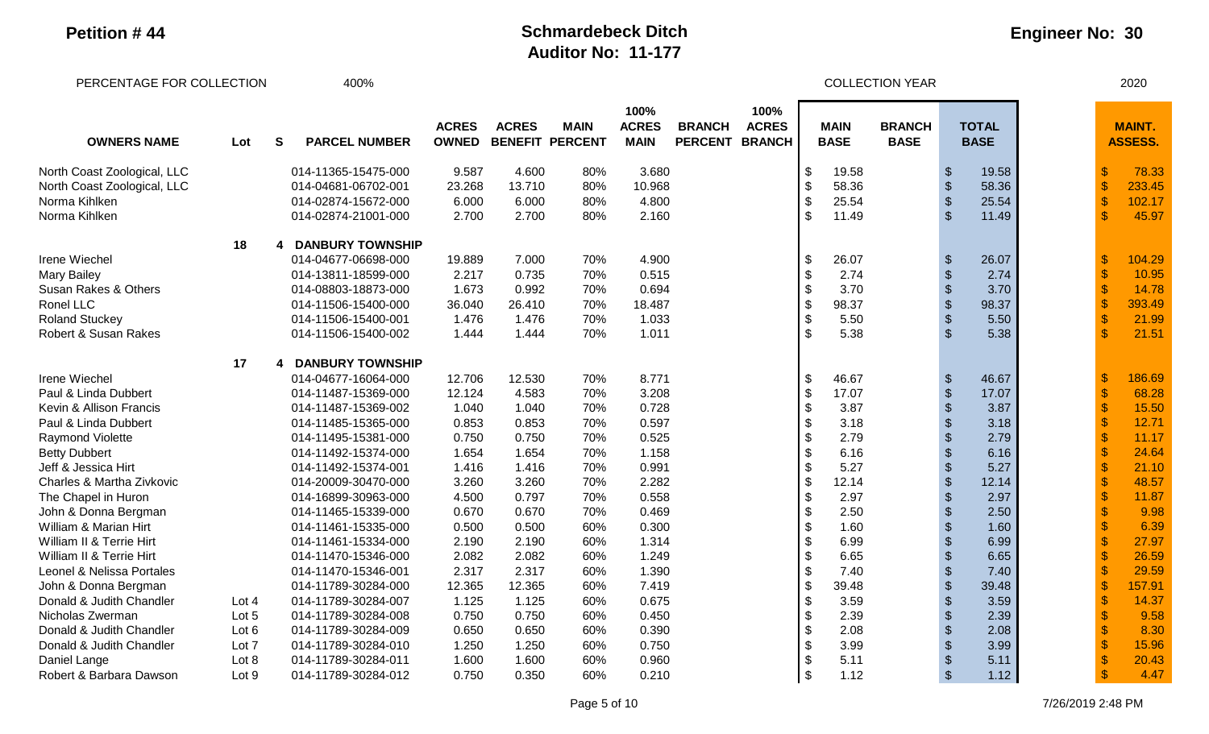**Petition # 44**

# Schmardebeck Ditch
## Auditor No: 11-177

**Engineer No: 30**

PERCENTAGE FOR COLLECTION 400%

COLLECTION YEAR 2020

| OWNERS NAME | Lot | S | PARCEL NUMBER | ACRES OWNED | ACRES BENEFIT | MAIN PERCENT | 100% ACRES MAIN | BRANCH PERCENT | 100% ACRES BRANCH | MAIN BASE | BRANCH BASE | TOTAL BASE | MAINT. ASSESS. |
|---|---|---|---|---|---|---|---|---|---|---|---|---|---|
| North Coast Zoological, LLC | | | 014-11365-15475-000 | 9.587 | 4.600 | 80% | 3.680 | | | $ 19.58 | | $ 19.58 | $ 78.33 |
| North Coast Zoological, LLC | | | 014-04681-06702-001 | 23.268 | 13.710 | 80% | 10.968 | | | $ 58.36 | | $ 58.36 | $ 233.45 |
| Norma Kihlken | | | 014-02874-15672-000 | 6.000 | 6.000 | 80% | 4.800 | | | $ 25.54 | | $ 25.54 | $ 102.17 |
| Norma Kihlken | | | 014-02874-21001-000 | 2.700 | 2.700 | 80% | 2.160 | | | $ 11.49 | | $ 11.49 | $ 45.97 |
| | 18 | 4 | DANBURY TOWNSHIP | | | | | | | | | | |
| Irene Wiechel | | | 014-04677-06698-000 | 19.889 | 7.000 | 70% | 4.900 | | | $ 26.07 | | $ 26.07 | $ 104.29 |
| Mary Bailey | | | 014-13811-18599-000 | 2.217 | 0.735 | 70% | 0.515 | | | $ 2.74 | | $ 2.74 | $ 10.95 |
| Susan Rakes & Others | | | 014-08803-18873-000 | 1.673 | 0.992 | 70% | 0.694 | | | $ 3.70 | | $ 3.70 | $ 14.78 |
| Ronel LLC | | | 014-11506-15400-000 | 36.040 | 26.410 | 70% | 18.487 | | | $ 98.37 | | $ 98.37 | $ 393.49 |
| Roland Stuckey | | | 014-11506-15400-001 | 1.476 | 1.476 | 70% | 1.033 | | | $ 5.50 | | $ 5.50 | $ 21.99 |
| Robert & Susan Rakes | | | 014-11506-15400-002 | 1.444 | 1.444 | 70% | 1.011 | | | $ 5.38 | | $ 5.38 | $ 21.51 |
| | 17 | 4 | DANBURY TOWNSHIP | | | | | | | | | | |
| Irene Wiechel | | | 014-04677-16064-000 | 12.706 | 12.530 | 70% | 8.771 | | | $ 46.67 | | $ 46.67 | $ 186.69 |
| Paul & Linda Dubbert | | | 014-11487-15369-000 | 12.124 | 4.583 | 70% | 3.208 | | | $ 17.07 | | $ 17.07 | $ 68.28 |
| Kevin & Allison Francis | | | 014-11487-15369-002 | 1.040 | 1.040 | 70% | 0.728 | | | $ 3.87 | | $ 3.87 | $ 15.50 |
| Paul & Linda Dubbert | | | 014-11485-15365-000 | 0.853 | 0.853 | 70% | 0.597 | | | $ 3.18 | | $ 3.18 | $ 12.71 |
| Raymond Violette | | | 014-11495-15381-000 | 0.750 | 0.750 | 70% | 0.525 | | | $ 2.79 | | $ 2.79 | $ 11.17 |
| Betty Dubbert | | | 014-11492-15374-000 | 1.654 | 1.654 | 70% | 1.158 | | | $ 6.16 | | $ 6.16 | $ 24.64 |
| Jeff & Jessica Hirt | | | 014-11492-15374-001 | 1.416 | 1.416 | 70% | 0.991 | | | $ 5.27 | | $ 5.27 | $ 21.10 |
| Charles & Martha Zivkovic | | | 014-20009-30470-000 | 3.260 | 3.260 | 70% | 2.282 | | | $ 12.14 | | $ 12.14 | $ 48.57 |
| The Chapel in Huron | | | 014-16899-30963-000 | 4.500 | 0.797 | 70% | 0.558 | | | $ 2.97 | | $ 2.97 | $ 11.87 |
| John & Donna Bergman | | | 014-11465-15339-000 | 0.670 | 0.670 | 70% | 0.469 | | | $ 2.50 | | $ 2.50 | $ 9.98 |
| William & Marian Hirt | | | 014-11461-15335-000 | 0.500 | 0.500 | 60% | 0.300 | | | $ 1.60 | | $ 1.60 | $ 6.39 |
| William II & Terrie Hirt | | | 014-11461-15334-000 | 2.190 | 2.190 | 60% | 1.314 | | | $ 6.99 | | $ 6.99 | $ 27.97 |
| William II & Terrie Hirt | | | 014-11470-15346-000 | 2.082 | 2.082 | 60% | 1.249 | | | $ 6.65 | | $ 6.65 | $ 26.59 |
| Leonel & Nelissa Portales | | | 014-11470-15346-001 | 2.317 | 2.317 | 60% | 1.390 | | | $ 7.40 | | $ 7.40 | $ 29.59 |
| John & Donna Bergman | | | 014-11789-30284-000 | 12.365 | 12.365 | 60% | 7.419 | | | $ 39.48 | | $ 39.48 | $ 157.91 |
| Donald & Judith Chandler | Lot 4 | | 014-11789-30284-007 | 1.125 | 1.125 | 60% | 0.675 | | | $ 3.59 | | $ 3.59 | $ 14.37 |
| Nicholas Zwerman | Lot 5 | | 014-11789-30284-008 | 0.750 | 0.750 | 60% | 0.450 | | | $ 2.39 | | $ 2.39 | $ 9.58 |
| Donald & Judith Chandler | Lot 6 | | 014-11789-30284-009 | 0.650 | 0.650 | 60% | 0.390 | | | $ 2.08 | | $ 2.08 | $ 8.30 |
| Donald & Judith Chandler | Lot 7 | | 014-11789-30284-010 | 1.250 | 1.250 | 60% | 0.750 | | | $ 3.99 | | $ 3.99 | $ 15.96 |
| Daniel Lange | Lot 8 | | 014-11789-30284-011 | 1.600 | 1.600 | 60% | 0.960 | | | $ 5.11 | | $ 5.11 | $ 20.43 |
| Robert & Barbara Dawson | Lot 9 | | 014-11789-30284-012 | 0.750 | 0.350 | 60% | 0.210 | | | $ 1.12 | | $ 1.12 | $ 4.47 |

7/26/2019 2:48 PM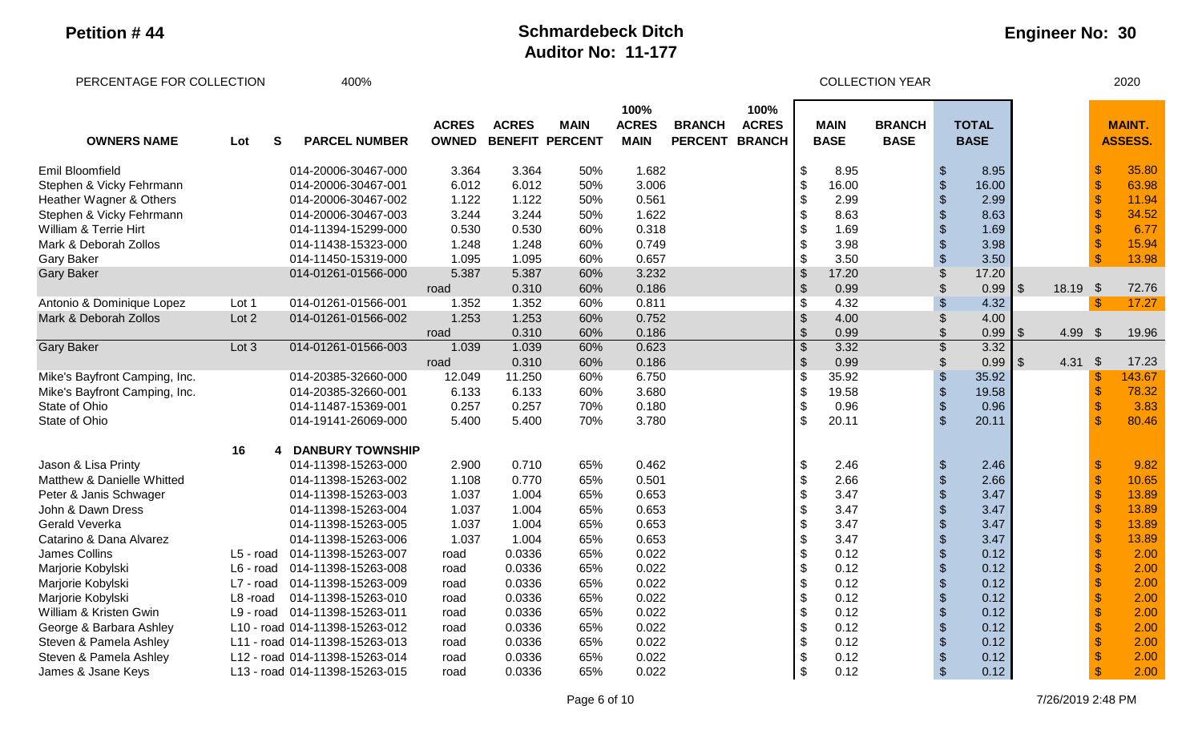**Petition # 44**

# Schmardebeck Ditch
## Auditor No: 11-177

**Engineer No: 30**

PERCENTAGE FOR COLLECTION 400% COLLECTION YEAR 2020

| OWNERS NAME | Lot | S | PARCEL NUMBER | ACRES OWNED | ACRES BENEFIT | MAIN PERCENT | 100% ACRES MAIN | BRANCH PERCENT | 100% ACRES BRANCH | MAIN BASE | BRANCH BASE | TOTAL BASE | | MAINT. ASSESS. |
|---|---|---|---|---|---|---|---|---|---|---|---|---|---|---|
| Emil Bloomfield | | | 014-20006-30467-000 | 3.364 | 3.364 | 50% | 1.682 | | | $ 8.95 | | $ 8.95 | | $ 35.80 |
| Stephen & Vicky Fehrmann | | | 014-20006-30467-001 | 6.012 | 6.012 | 50% | 3.006 | | | $ 16.00 | | $ 16.00 | | $ 63.98 |
| Heather Wagner & Others | | | 014-20006-30467-002 | 1.122 | 1.122 | 50% | 0.561 | | | $ 2.99 | | $ 2.99 | | $ 11.94 |
| Stephen & Vicky Fehrmann | | | 014-20006-30467-003 | 3.244 | 3.244 | 50% | 1.622 | | | $ 8.63 | | $ 8.63 | | $ 34.52 |
| William & Terrie Hirt | | | 014-11394-15299-000 | 0.530 | 0.530 | 60% | 0.318 | | | $ 1.69 | | $ 1.69 | | $ 6.77 |
| Mark & Deborah Zollos | | | 014-11438-15323-000 | 1.248 | 1.248 | 60% | 0.749 | | | $ 3.98 | | $ 3.98 | | $ 15.94 |
| Gary Baker | | | 014-11450-15319-000 | 1.095 | 1.095 | 60% | 0.657 | | | $ 3.50 | | $ 3.50 | | $ 13.98 |
| Gary Baker | | | 014-01261-01566-000 | 5.387 | 5.387 | 60% | 3.232 | | | $ 17.20 | | $ 17.20 | | |
| | | | | road | 0.310 | 60% | 0.186 | | | $ 0.99 | | $ 0.99 | $ 18.19 | $ 72.76 |
| Antonio & Dominique Lopez | Lot 1 | | 014-01261-01566-001 | 1.352 | 1.352 | 60% | 0.811 | | | $ 4.32 | | $ 4.32 | | $ 17.27 |
| Mark & Deborah Zollos | Lot 2 | | 014-01261-01566-002 | 1.253 | 1.253 | 60% | 0.752 | | | $ 4.00 | | $ 4.00 | | |
| | | | | road | 0.310 | 60% | 0.186 | | | $ 0.99 | | $ 0.99 | $ 4.99 | $ 19.96 |
| Gary Baker | Lot 3 | | 014-01261-01566-003 | 1.039 | 1.039 | 60% | 0.623 | | | $ 3.32 | | $ 3.32 | | |
| | | | | road | 0.310 | 60% | 0.186 | | | $ 0.99 | | $ 0.99 | $ 4.31 | $ 17.23 |
| Mike's Bayfront Camping, Inc. | | | 014-20385-32660-000 | 12.049 | 11.250 | 60% | 6.750 | | | $ 35.92 | | $ 35.92 | | $ 143.67 |
| Mike's Bayfront Camping, Inc. | | | 014-20385-32660-001 | 6.133 | 6.133 | 60% | 3.680 | | | $ 19.58 | | $ 19.58 | | $ 78.32 |
| State of Ohio | | | 014-11487-15369-001 | 0.257 | 0.257 | 70% | 0.180 | | | $ 0.96 | | $ 0.96 | | $ 3.83 |
| State of Ohio | | | 014-19141-26069-000 | 5.400 | 5.400 | 70% | 3.780 | | | $ 20.11 | | $ 20.11 | | $ 80.46 |
| | 16 | 4 | DANBURY TOWNSHIP | | | | | | | | | | | |
| Jason & Lisa Printy | | | 014-11398-15263-000 | 2.900 | 0.710 | 65% | 0.462 | | | $ 2.46 | | $ 2.46 | | $ 9.82 |
| Matthew & Danielle Whitted | | | 014-11398-15263-002 | 1.108 | 0.770 | 65% | 0.501 | | | $ 2.66 | | $ 2.66 | | $ 10.65 |
| Peter & Janis Schwager | | | 014-11398-15263-003 | 1.037 | 1.004 | 65% | 0.653 | | | $ 3.47 | | $ 3.47 | | $ 13.89 |
| John & Dawn Dress | | | 014-11398-15263-004 | 1.037 | 1.004 | 65% | 0.653 | | | $ 3.47 | | $ 3.47 | | $ 13.89 |
| Gerald Veverka | | | 014-11398-15263-005 | 1.037 | 1.004 | 65% | 0.653 | | | $ 3.47 | | $ 3.47 | | $ 13.89 |
| Catarino & Dana Alvarez | | | 014-11398-15263-006 | 1.037 | 1.004 | 65% | 0.653 | | | $ 3.47 | | $ 3.47 | | $ 13.89 |
| James Collins | L5 - road | | 014-11398-15263-007 | road | 0.0336 | 65% | 0.022 | | | $ 0.12 | | $ 0.12 | | $ 2.00 |
| Marjorie Kobylski | L6 - road | | 014-11398-15263-008 | road | 0.0336 | 65% | 0.022 | | | $ 0.12 | | $ 0.12 | | $ 2.00 |
| Marjorie Kobylski | L7 - road | | 014-11398-15263-009 | road | 0.0336 | 65% | 0.022 | | | $ 0.12 | | $ 0.12 | | $ 2.00 |
| Marjorie Kobylski | L8 -road | | 014-11398-15263-010 | road | 0.0336 | 65% | 0.022 | | | $ 0.12 | | $ 0.12 | | $ 2.00 |
| William & Kristen Gwin | L9 - road | | 014-11398-15263-011 | road | 0.0336 | 65% | 0.022 | | | $ 0.12 | | $ 0.12 | | $ 2.00 |
| George & Barbara Ashley | L10 - road | | 014-11398-15263-012 | road | 0.0336 | 65% | 0.022 | | | $ 0.12 | | $ 0.12 | | $ 2.00 |
| Steven & Pamela Ashley | L11 - road | | 014-11398-15263-013 | road | 0.0336 | 65% | 0.022 | | | $ 0.12 | | $ 0.12 | | $ 2.00 |
| Steven & Pamela Ashley | L12 - road | | 014-11398-15263-014 | road | 0.0336 | 65% | 0.022 | | | $ 0.12 | | $ 0.12 | | $ 2.00 |
| James & Jsane Keys | L13 - road | | 014-11398-15263-015 | road | 0.0336 | 65% | 0.022 | | | $ 0.12 | | $ 0.12 | | $ 2.00 |

7/26/2019 2:48 PM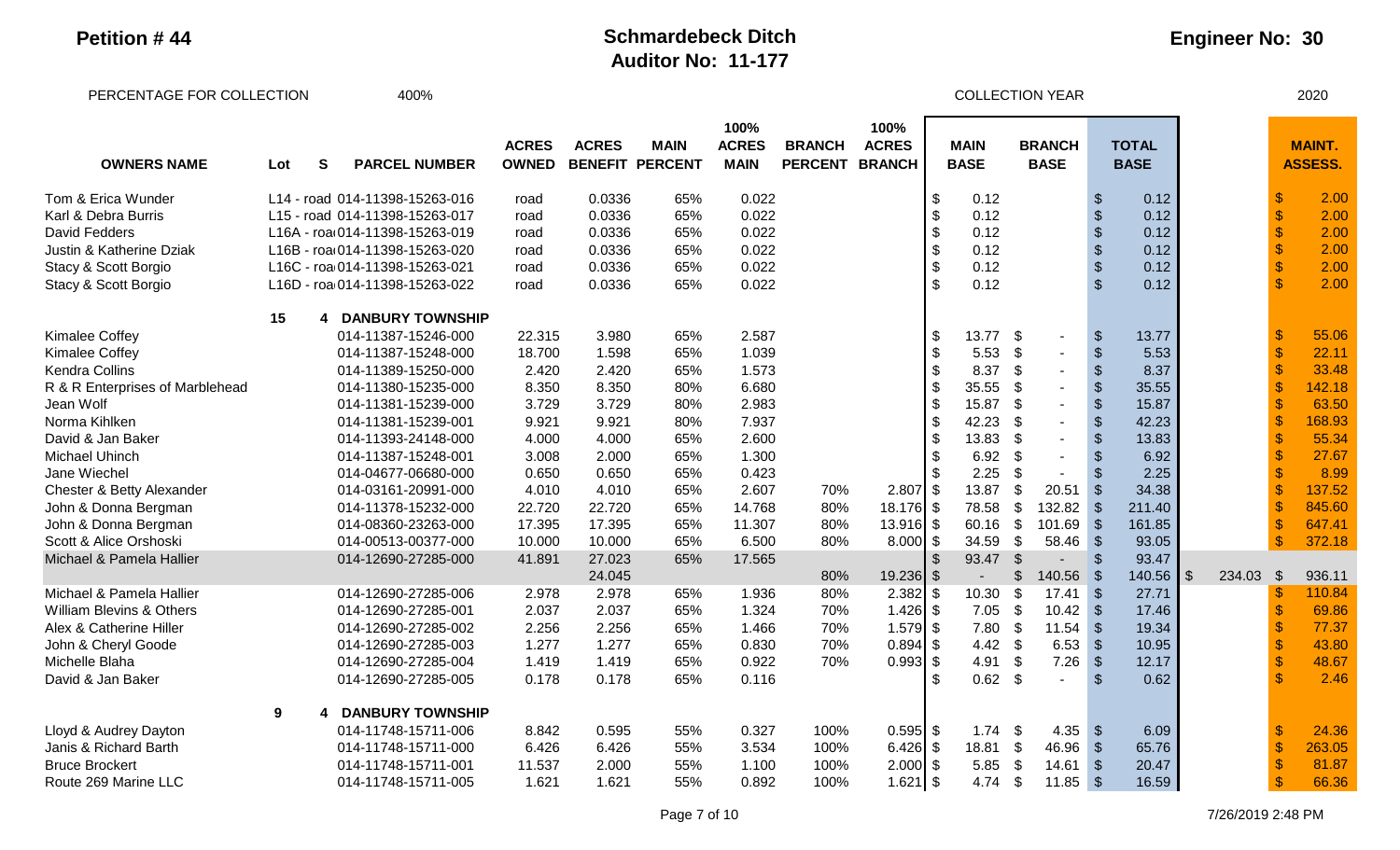**Petition # 44**

# Schmardebeck Ditch
## Auditor No: 11-177

**Engineer No: 30**

PERCENTAGE FOR COLLECTION 400% COLLECTION YEAR 2020

| OWNERS NAME | Lot | S | PARCEL NUMBER | ACRES OWNED | ACRES BENEFIT | MAIN PERCENT | 100% ACRES MAIN | BRANCH PERCENT | 100% ACRES BRANCH | MAIN BASE | BRANCH BASE | TOTAL BASE | | MAINT. ASSESS. |
|---|---|---|---|---|---|---|---|---|---|---|---|---|---|---|
| Tom & Erica Wunder | L14 - road | | 014-11398-15263-016 | road | 0.0336 | 65% | 0.022 | | | $ 0.12 | | $ 0.12 | | $ 2.00 |
| Karl & Debra Burris | L15 - road | | 014-11398-15263-017 | road | 0.0336 | 65% | 0.022 | | | $ 0.12 | | $ 0.12 | | $ 2.00 |
| David Fedders | L16A - road | | 014-11398-15263-019 | road | 0.0336 | 65% | 0.022 | | | $ 0.12 | | $ 0.12 | | $ 2.00 |
| Justin & Katherine Dziak | L16B - road | | 014-11398-15263-020 | road | 0.0336 | 65% | 0.022 | | | $ 0.12 | | $ 0.12 | | $ 2.00 |
| Stacy & Scott Borgio | L16C - road | | 014-11398-15263-021 | road | 0.0336 | 65% | 0.022 | | | $ 0.12 | | $ 0.12 | | $ 2.00 |
| Stacy & Scott Borgio | L16D - road | | 014-11398-15263-022 | road | 0.0336 | 65% | 0.022 | | | $ 0.12 | | $ 0.12 | | $ 2.00 |
| | 15 | 4 | **DANBURY TOWNSHIP** | | | | | | | | | | | |
| Kimalee Coffey | | | 014-11387-15246-000 | 22.315 | 3.980 | 65% | 2.587 | | | $ 13.77 | $ - | $ 13.77 | | $ 55.06 |
| Kimalee Coffey | | | 014-11387-15248-000 | 18.700 | 1.598 | 65% | 1.039 | | | $ 5.53 | $ - | $ 5.53 | | $ 22.11 |
| Kendra Collins | | | 014-11389-15250-000 | 2.420 | 2.420 | 65% | 1.573 | | | $ 8.37 | $ - | $ 8.37 | | $ 33.48 |
| R & R Enterprises of Marblehead | | | 014-11380-15235-000 | 8.350 | 8.350 | 80% | 6.680 | | | $ 35.55 | $ - | $ 35.55 | | $ 142.18 |
| Jean Wolf | | | 014-11381-15239-000 | 3.729 | 3.729 | 80% | 2.983 | | | $ 15.87 | $ - | $ 15.87 | | $ 63.50 |
| Norma Kihlken | | | 014-11381-15239-001 | 9.921 | 9.921 | 80% | 7.937 | | | $ 42.23 | $ - | $ 42.23 | | $ 168.93 |
| David & Jan Baker | | | 014-11393-24148-000 | 4.000 | 4.000 | 65% | 2.600 | | | $ 13.83 | $ - | $ 13.83 | | $ 55.34 |
| Michael Uhinch | | | 014-11387-15248-001 | 3.008 | 2.000 | 65% | 1.300 | | | $ 6.92 | $ - | $ 6.92 | | $ 27.67 |
| Jane Wiechel | | | 014-04677-06680-000 | 0.650 | 0.650 | 65% | 0.423 | | | $ 2.25 | $ - | $ 2.25 | | $ 8.99 |
| Chester & Betty Alexander | | | 014-03161-20991-000 | 4.010 | 4.010 | 65% | 2.607 | 70% | 2.807 | $ 13.87 | $ 20.51 | $ 34.38 | | $ 137.52 |
| John & Donna Bergman | | | 014-11378-15232-000 | 22.720 | 22.720 | 65% | 14.768 | 80% | 18.176 | $ 78.58 | $ 132.82 | $ 211.40 | | $ 845.60 |
| John & Donna Bergman | | | 014-08360-23263-000 | 17.395 | 17.395 | 65% | 11.307 | 80% | 13.916 | $ 60.16 | $ 101.69 | $ 161.85 | | $ 647.41 |
| Scott & Alice Orshoski | | | 014-00513-00377-000 | 10.000 | 10.000 | 65% | 6.500 | 80% | 8.000 | $ 34.59 | $ 58.46 | $ 93.05 | | $ 372.18 |
| Michael & Pamela Hallier | | | 014-12690-27285-000 | 41.891 | 27.023 | 65% | 17.565 | | | $ 93.47 | $ - | $ 93.47 | | |
| | | | | | 24.045 | | - | 80% | 19.236 | $ - | $ 140.56 | $ 140.56 | $ 234.03 | $ 936.11 |
| Michael & Pamela Hallier | | | 014-12690-27285-006 | 2.978 | 2.978 | 65% | 1.936 | 80% | 2.382 | $ 10.30 | $ 17.41 | $ 27.71 | | $ 110.84 |
| William Blevins & Others | | | 014-12690-27285-001 | 2.037 | 2.037 | 65% | 1.324 | 70% | 1.426 | $ 7.05 | $ 10.42 | $ 17.46 | | $ 69.86 |
| Alex & Catherine Hiller | | | 014-12690-27285-002 | 2.256 | 2.256 | 65% | 1.466 | 70% | 1.579 | $ 7.80 | $ 11.54 | $ 19.34 | | $ 77.37 |
| John & Cheryl Goode | | | 014-12690-27285-003 | 1.277 | 1.277 | 65% | 0.830 | 70% | 0.894 | $ 4.42 | $ 6.53 | $ 10.95 | | $ 43.80 |
| Michelle Blaha | | | 014-12690-27285-004 | 1.419 | 1.419 | 65% | 0.922 | 70% | 0.993 | $ 4.91 | $ 7.26 | $ 12.17 | | $ 48.67 |
| David & Jan Baker | | | 014-12690-27285-005 | 0.178 | 0.178 | 65% | 0.116 | | | $ 0.62 | $ - | $ 0.62 | | $ 2.46 |
| | 9 | 4 | **DANBURY TOWNSHIP** | | | | | | | | | | | |
| Lloyd & Audrey Dayton | | | 014-11748-15711-006 | 8.842 | 0.595 | 55% | 0.327 | 100% | 0.595 | $ 1.74 | $ 4.35 | $ 6.09 | | $ 24.36 |
| Janis & Richard Barth | | | 014-11748-15711-000 | 6.426 | 6.426 | 55% | 3.534 | 100% | 6.426 | $ 18.81 | $ 46.96 | $ 65.76 | | $ 263.05 |
| Bruce Brockert | | | 014-11748-15711-001 | 11.537 | 2.000 | 55% | 1.100 | 100% | 2.000 | $ 5.85 | $ 14.61 | $ 20.47 | | $ 81.87 |
| Route 269 Marine LLC | | | 014-11748-15711-005 | 1.621 | 1.621 | 55% | 0.892 | 100% | 1.621 | $ 4.74 | $ 11.85 | $ 16.59 | | $ 66.36 |

7/26/2019 2:48 PM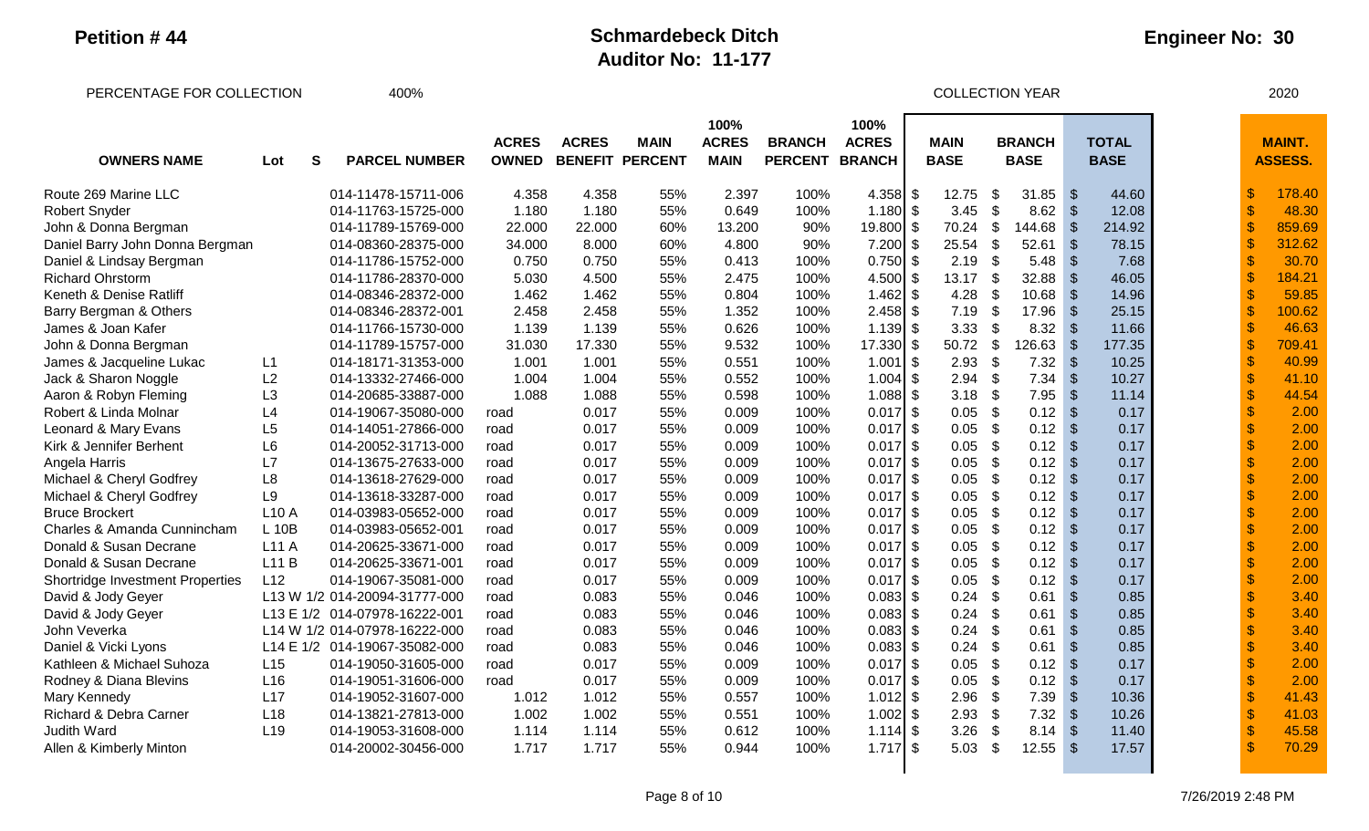**Petition # 44**

# Schmardebeck Ditch
## Auditor No: 11-177

**Engineer No: 30**

PERCENTAGE FOR COLLECTION 400%

COLLECTION YEAR 2020

| OWNERS NAME | Lot | S | PARCEL NUMBER | ACRES OWNED | ACRES BENEFIT | MAIN PERCENT | 100% ACRES MAIN | BRANCH PERCENT | 100% ACRES BRANCH | MAIN BASE | BRANCH BASE | TOTAL BASE | MAINT. ASSESS. |
|---|---|---|---|---|---|---|---|---|---|---|---|---|---|
| Route 269 Marine LLC | | | 014-11478-15711-006 | 4.358 | 4.358 | 55% | 2.397 | 100% | 4.358 | $ 12.75 | $ 31.85 | $ 44.60 | $ 178.40 |
| Robert Snyder | | | 014-11763-15725-000 | 1.180 | 1.180 | 55% | 0.649 | 100% | 1.180 | $ 3.45 | $ 8.62 | $ 12.08 | $ 48.30 |
| John & Donna Bergman | | | 014-11789-15769-000 | 22.000 | 22.000 | 60% | 13.200 | 90% | 19.800 | $ 70.24 | $ 144.68 | $ 214.92 | $ 859.69 |
| Daniel Barry John Donna Bergman | | | 014-08360-28375-000 | 34.000 | 8.000 | 60% | 4.800 | 90% | 7.200 | $ 25.54 | $ 52.61 | $ 78.15 | $ 312.62 |
| Daniel & Lindsay Bergman | | | 014-11786-15752-000 | 0.750 | 0.750 | 55% | 0.413 | 100% | 0.750 | $ 2.19 | $ 5.48 | $ 7.68 | $ 30.70 |
| Richard Ohrstorm | | | 014-11786-28370-000 | 5.030 | 4.500 | 55% | 2.475 | 100% | 4.500 | $ 13.17 | $ 32.88 | $ 46.05 | $ 184.21 |
| Keneth & Denise Ratliff | | | 014-08346-28372-000 | 1.462 | 1.462 | 55% | 0.804 | 100% | 1.462 | $ 4.28 | $ 10.68 | $ 14.96 | $ 59.85 |
| Barry Bergman & Others | | | 014-08346-28372-001 | 2.458 | 2.458 | 55% | 1.352 | 100% | 2.458 | $ 7.19 | $ 17.96 | $ 25.15 | $ 100.62 |
| James & Joan Kafer | | | 014-11766-15730-000 | 1.139 | 1.139 | 55% | 0.626 | 100% | 1.139 | $ 3.33 | $ 8.32 | $ 11.66 | $ 46.63 |
| John & Donna Bergman | | | 014-11789-15757-000 | 31.030 | 17.330 | 55% | 9.532 | 100% | 17.330 | $ 50.72 | $ 126.63 | $ 177.35 | $ 709.41 |
| James & Jacqueline Lukac | L1 | | 014-18171-31353-000 | 1.001 | 1.001 | 55% | 0.551 | 100% | 1.001 | $ 2.93 | $ 7.32 | $ 10.25 | $ 40.99 |
| Jack & Sharon Noggle | L2 | | 014-13332-27466-000 | 1.004 | 1.004 | 55% | 0.552 | 100% | 1.004 | $ 2.94 | $ 7.34 | $ 10.27 | $ 41.10 |
| Aaron & Robyn Fleming | L3 | | 014-20685-33887-000 | 1.088 | 1.088 | 55% | 0.598 | 100% | 1.088 | $ 3.18 | $ 7.95 | $ 11.14 | $ 44.54 |
| Robert & Linda Molnar | L4 | | 014-19067-35080-000 | road | 0.017 | 55% | 0.009 | 100% | 0.017 | $ 0.05 | $ 0.12 | $ 0.17 | $ 2.00 |
| Leonard & Mary Evans | L5 | | 014-14051-27866-000 | road | 0.017 | 55% | 0.009 | 100% | 0.017 | $ 0.05 | $ 0.12 | $ 0.17 | $ 2.00 |
| Kirk & Jennifer Berhent | L6 | | 014-20052-31713-000 | road | 0.017 | 55% | 0.009 | 100% | 0.017 | $ 0.05 | $ 0.12 | $ 0.17 | $ 2.00 |
| Angela Harris | L7 | | 014-13675-27633-000 | road | 0.017 | 55% | 0.009 | 100% | 0.017 | $ 0.05 | $ 0.12 | $ 0.17 | $ 2.00 |
| Michael & Cheryl Godfrey | L8 | | 014-13618-27629-000 | road | 0.017 | 55% | 0.009 | 100% | 0.017 | $ 0.05 | $ 0.12 | $ 0.17 | $ 2.00 |
| Michael & Cheryl Godfrey | L9 | | 014-13618-33287-000 | road | 0.017 | 55% | 0.009 | 100% | 0.017 | $ 0.05 | $ 0.12 | $ 0.17 | $ 2.00 |
| Bruce Brockert | L10 A | | 014-03983-05652-000 | road | 0.017 | 55% | 0.009 | 100% | 0.017 | $ 0.05 | $ 0.12 | $ 0.17 | $ 2.00 |
| Charles & Amanda Cunnincham | L 10B | | 014-03983-05652-001 | road | 0.017 | 55% | 0.009 | 100% | 0.017 | $ 0.05 | $ 0.12 | $ 0.17 | $ 2.00 |
| Donald & Susan Decrane | L11 A | | 014-20625-33671-000 | road | 0.017 | 55% | 0.009 | 100% | 0.017 | $ 0.05 | $ 0.12 | $ 0.17 | $ 2.00 |
| Donald & Susan Decrane | L11 B | | 014-20625-33671-001 | road | 0.017 | 55% | 0.009 | 100% | 0.017 | $ 0.05 | $ 0.12 | $ 0.17 | $ 2.00 |
| Shortridge Investment Properties | L12 | | 014-19067-35081-000 | road | 0.017 | 55% | 0.009 | 100% | 0.017 | $ 0.05 | $ 0.12 | $ 0.17 | $ 2.00 |
| David & Jody Geyer | L13 W 1/2 | | 014-20094-31777-000 | road | 0.083 | 55% | 0.046 | 100% | 0.083 | $ 0.24 | $ 0.61 | $ 0.85 | $ 3.40 |
| David & Jody Geyer | L13 E 1/2 | | 014-07978-16222-001 | road | 0.083 | 55% | 0.046 | 100% | 0.083 | $ 0.24 | $ 0.61 | $ 0.85 | $ 3.40 |
| John Veverka | L14 W 1/2 | | 014-07978-16222-000 | road | 0.083 | 55% | 0.046 | 100% | 0.083 | $ 0.24 | $ 0.61 | $ 0.85 | $ 3.40 |
| Daniel & Vicki Lyons | L14 E 1/2 | | 014-19067-35082-000 | road | 0.083 | 55% | 0.046 | 100% | 0.083 | $ 0.24 | $ 0.61 | $ 0.85 | $ 3.40 |
| Kathleen & Michael Suhoza | L15 | | 014-19050-31605-000 | road | 0.017 | 55% | 0.009 | 100% | 0.017 | $ 0.05 | $ 0.12 | $ 0.17 | $ 2.00 |
| Rodney & Diana Blevins | L16 | | 014-19051-31606-000 | road | 0.017 | 55% | 0.009 | 100% | 0.017 | $ 0.05 | $ 0.12 | $ 0.17 | $ 2.00 |
| Mary Kennedy | L17 | | 014-19052-31607-000 | 1.012 | 1.012 | 55% | 0.557 | 100% | 1.012 | $ 2.96 | $ 7.39 | $ 10.36 | $ 41.43 |
| Richard & Debra Carner | L18 | | 014-13821-27813-000 | 1.002 | 1.002 | 55% | 0.551 | 100% | 1.002 | $ 2.93 | $ 7.32 | $ 10.26 | $ 41.03 |
| Judith Ward | L19 | | 014-19053-31608-000 | 1.114 | 1.114 | 55% | 0.612 | 100% | 1.114 | $ 3.26 | $ 8.14 | $ 11.40 | $ 45.58 |
| Allen & Kimberly Minton | | | 014-20002-30456-000 | 1.717 | 1.717 | 55% | 0.944 | 100% | 1.717 | $ 5.03 | $ 12.55 | $ 17.57 | $ 70.29 |

7/26/2019 2:48 PM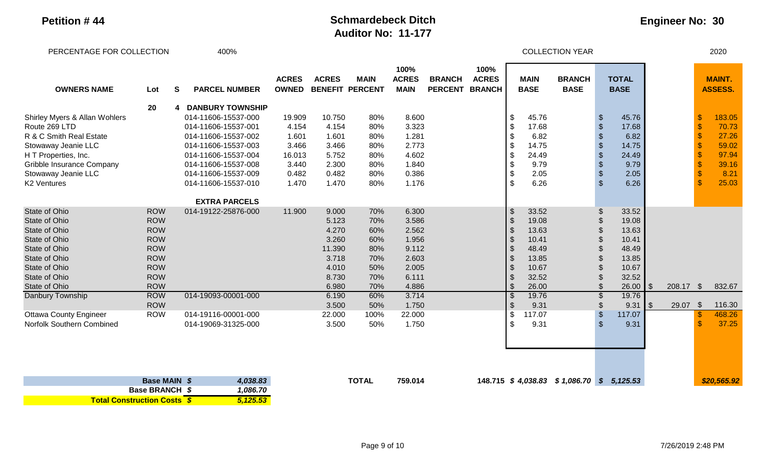**Petition # 44**

# Schmardebeck Ditch
## Auditor No: 11-177

**Engineer No: 30**

PERCENTAGE FOR COLLECTION 400%

COLLECTION YEAR 2020

| OWNERS NAME | Lot | S | PARCEL NUMBER | ACRES OWNED | ACRES BENEFIT | MAIN PERCENT | 100% ACRES MAIN | BRANCH PERCENT | 100% ACRES BRANCH | MAIN BASE | BRANCH BASE | TOTAL BASE | | MAINT. ASSESS. |
|---|---|---|---|---|---|---|---|---|---|---|---|---|---|---|
| | 20 | 4 | DANBURY TOWNSHIP | | | | | | | | | | | |
| Shirley Myers & Allan Wohlers | | | 014-11606-15537-000 | 19.909 | 10.750 | 80% | 8.600 | | | $ 45.76 | | $ 45.76 | | $ 183.05 |
| Route 269 LTD | | | 014-11606-15537-001 | 4.154 | 4.154 | 80% | 3.323 | | | $ 17.68 | | $ 17.68 | | $ 70.73 |
| R & C Smith Real Estate | | | 014-11606-15537-002 | 1.601 | 1.601 | 80% | 1.281 | | | $ 6.82 | | $ 6.82 | | $ 27.26 |
| Stowaway Jeanie LLC | | | 014-11606-15537-003 | 3.466 | 3.466 | 80% | 2.773 | | | $ 14.75 | | $ 14.75 | | $ 59.02 |
| H T Properties, Inc. | | | 014-11606-15537-004 | 16.013 | 5.752 | 80% | 4.602 | | | $ 24.49 | | $ 24.49 | | $ 97.94 |
| Gribble Insurance Company | | | 014-11606-15537-008 | 3.440 | 2.300 | 80% | 1.840 | | | $ 9.79 | | $ 9.79 | | $ 39.16 |
| Stowaway Jeanie LLC | | | 014-11606-15537-009 | 0.482 | 0.482 | 80% | 0.386 | | | $ 2.05 | | $ 2.05 | | $ 8.21 |
| K2 Ventures | | | 014-11606-15537-010 | 1.470 | 1.470 | 80% | 1.176 | | | $ 6.26 | | $ 6.26 | | $ 25.03 |
| | | | EXTRA PARCELS | | | | | | | | | | | |
| State of Ohio | ROW | | 014-19122-25876-000 | 11.900 | 9.000 | 70% | 6.300 | | | $ 33.52 | | $ 33.52 | | |
| State of Ohio | ROW | | | | 5.123 | 70% | 3.586 | | | $ 19.08 | | $ 19.08 | | |
| State of Ohio | ROW | | | | 4.270 | 60% | 2.562 | | | $ 13.63 | | $ 13.63 | | |
| State of Ohio | ROW | | | | 3.260 | 60% | 1.956 | | | $ 10.41 | | $ 10.41 | | |
| State of Ohio | ROW | | | | 11.390 | 80% | 9.112 | | | $ 48.49 | | $ 48.49 | | |
| State of Ohio | ROW | | | | 3.718 | 70% | 2.603 | | | $ 13.85 | | $ 13.85 | | |
| State of Ohio | ROW | | | | 4.010 | 50% | 2.005 | | | $ 10.67 | | $ 10.67 | | |
| State of Ohio | ROW | | | | 8.730 | 70% | 6.111 | | | $ 32.52 | | $ 32.52 | | |
| State of Ohio | ROW | | | | 6.980 | 70% | 4.886 | | | $ 26.00 | | $ 26.00 | $ 208.17 | $ 832.67 |
| Danbury Township | ROW | | 014-19093-00001-000 | | 6.190 | 60% | 3.714 | | | $ 19.76 | | $ 19.76 | | |
| | ROW | | | | 3.500 | 50% | 1.750 | | | $ 9.31 | | $ 9.31 | $ 29.07 | $ 116.30 |
| Ottawa County Engineer | ROW | | 014-19116-00001-000 | | 22.000 | 100% | 22.000 | | | $ 117.07 | | $ 117.07 | | $ 468.26 |
| Norfolk Southern Combined | | | 014-19069-31325-000 | | 3.500 | 50% | 1.750 | | | $ 9.31 | | $ 9.31 | | $ 37.25 |
| | | | | | | TOTAL | 759.014 | | 148.715 | $ 4,038.83 | $ 1,086.70 | $ 5,125.53 | | $20,565.92 |

| | | |
|---|---|---|
| Base MAIN | $ | 4,038.83 |
| Base BRANCH | $ | 1,086.70 |
| **Total Construction Costs** | $ | 5,125.53 |

7/26/2019 2:48 PM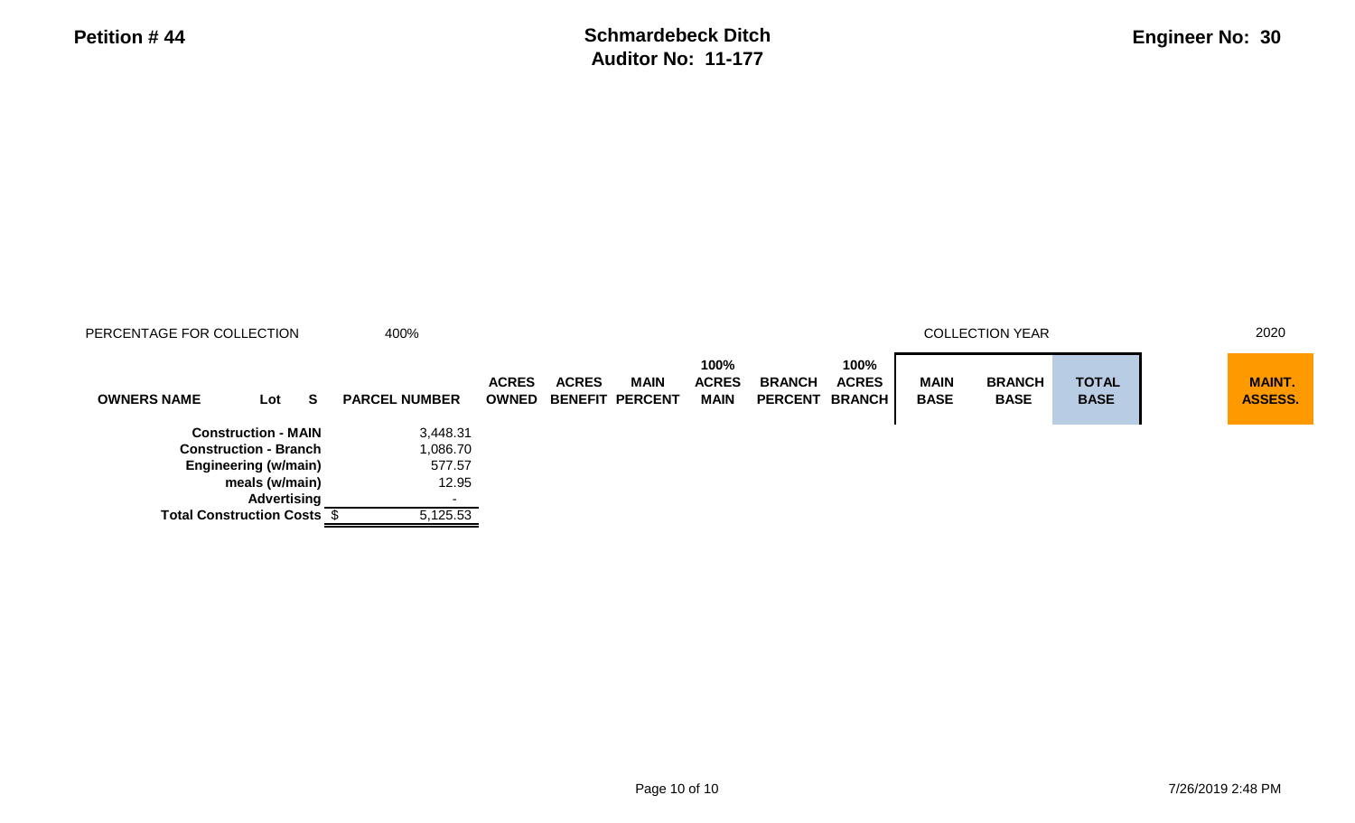**Petition # 44**

**Schmardebeck Ditch**
**Auditor No: 11-177**

**Engineer No: 30**

PERCENTAGE FOR COLLECTION 400%

COLLECTION YEAR 2020

| OWNERS NAME | Lot | S | PARCEL NUMBER | ACRES OWNED | ACRES BENEFIT | MAIN PERCENT | 100% ACRES MAIN | BRANCH PERCENT | 100% ACRES BRANCH | MAIN BASE | BRANCH BASE | TOTAL BASE | MAINT. ASSESS. |
|---|---|---|---|---|---|---|---|---|---|---|---|---|---|
| **Construction - MAIN** | | | 3,448.31 | | | | | | | | | | |
| **Construction - Branch** | | | 1,086.70 | | | | | | | | | | |
| **Engineering (w/main)** | | | 577.57 | | | | | | | | | | |
| **meals (w/main)** | | | 12.95 | | | | | | | | | | |
| **Advertising** | | | - | | | | | | | | | | |
| **Total Construction Costs** | | $ | 5,125.53 | | | | | | | | | | |

7/26/2019 2:48 PM